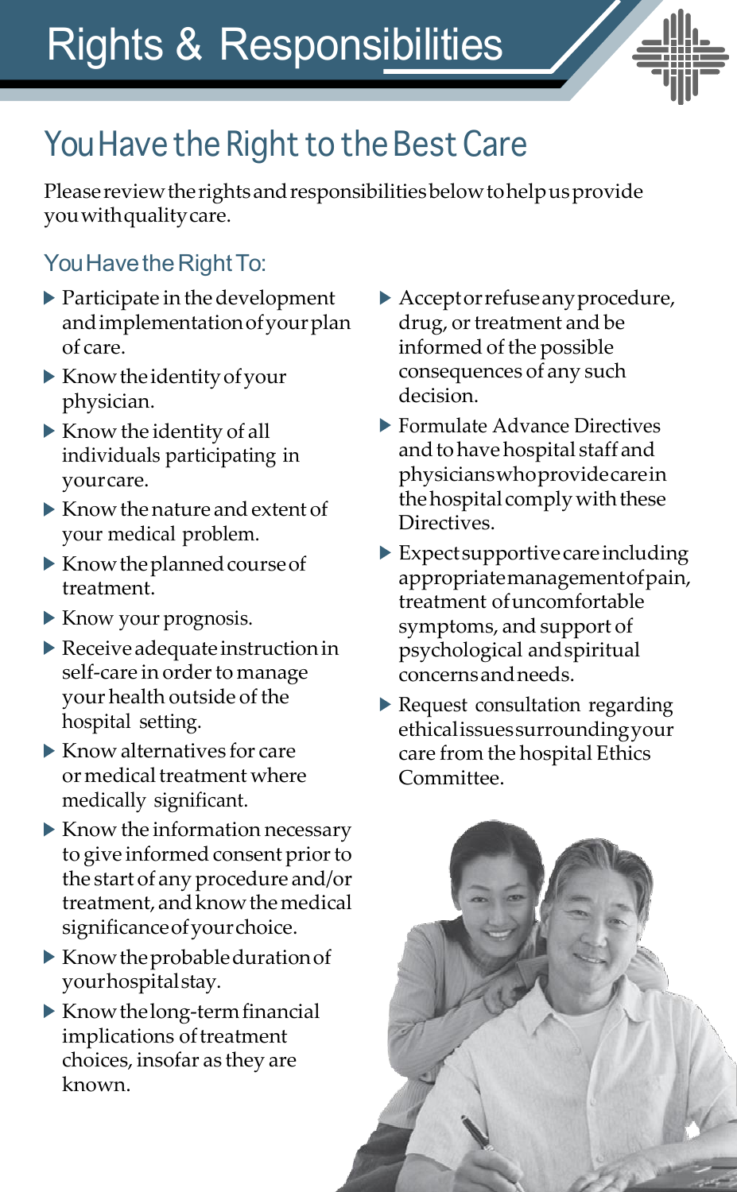# Rights & Responsibilities

## You Have the Right to the Best Care

Please review the rights and responsibilities below to help us provide you with quality care.

### You Have the Right To:

- Participate in the development and implementation of your plan of care.
- Know the identity of your physician.
- Know the identity of all individuals participating in your care.
- Know the nature and extent of your medical problem.
- Know the planned course of treatment.
- Know your prognosis.
- Receive adequate instruction in self-care in order to manage your health outside of the hospital setting.
- Know alternatives for care or medical treatment where medically significant.
- Know the information necessary to give informed consent prior to the start of any procedure and/or treatment, and know the medical significance of your choice.
- Know the probable duration of your hospital stay.
- Know the long-term financial implications of treatment choices, insofar as they are known.
- Accept or refuse any procedure, drug, or treatment and be informed of the possible consequences of any such decision.
- Formulate Advance Directives and to have hospital staff and physicians who provide care in the hospital comply with these Directives.
- Expect supportive care including appropriate management of pain, treatment of uncomfortable symptoms, and support of psychological and spiritual concerns and needs.
- Request consultation regarding ethical issues surrounding your care from the hospital Ethics Committee.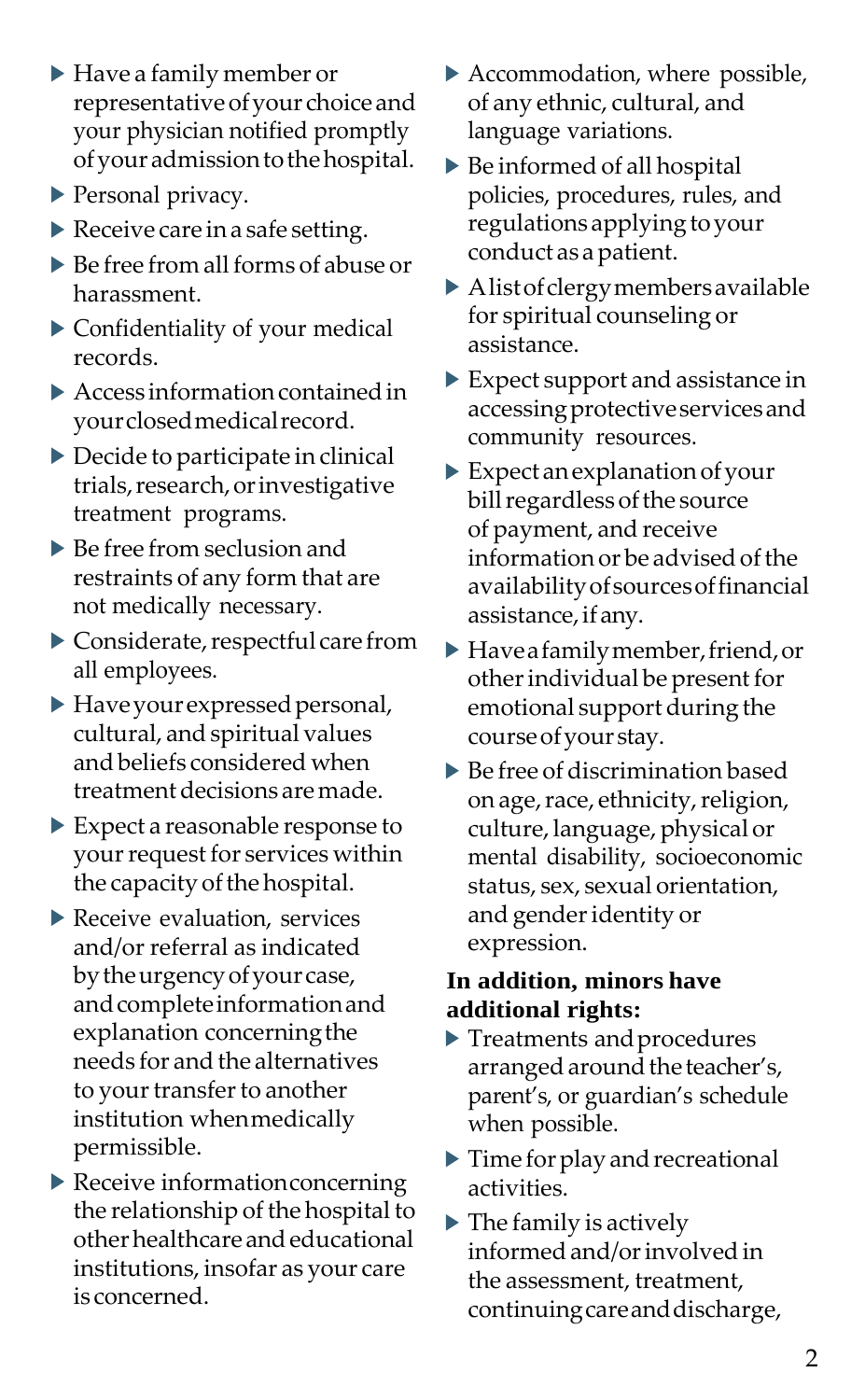- Have a family member or representative of your choice and your physician notified promptly of your admission to the hospital.
- Personal privacy.
- Receive care in a safe setting.
- Be free from all forms of abuse or harassment.
- Confidentiality of your medical records.
- Access information contained in your closed medical record.
- Decide to participate in clinical trials, research, or investigative treatment programs.
- Be free from seclusion and restraints of any form that are not medically necessary.
- Considerate, respectful care from all employees.
- Have your expressed personal, cultural, and spiritual values and beliefs considered when treatment decisions are made.
- Expect a reasonable response to your request for services within the capacity of the hospital.
- Receive evaluation, services and/or referral as indicated by the urgency of your case, and complete information and explanation concerning the needs for and the alternatives to your transfer to another institution when medically permissible.
- Receive information concerning the relationship of the hospital to other healthcare and educational institutions, insofar as your care is concerned.
- Accommodation, where possible, of any ethnic, cultural, and language variations.
- Be informed of all hospital policies, procedures, rules, and regulations applying to your conduct as a patient.
- A list of clergy members available for spiritual counseling or assistance.
- Expect support and assistance in accessing protective services and community resources.
- Expect an explanation of your bill regardless of the source of payment, and receive information or be advised of the availability of sources of financial assistance, if any.
- Have a family member, friend, or other individual be present for emotional support during the course of your stay.
- Be free of discrimination based on age, race, ethnicity, religion, culture, language, physical or mental disability, socioeconomic status, sex, sexual orientation, and gender identity or expression.

**In addition, minors have additional rights:**

- Treatments and procedures arranged around the teacher's, parent's, or guardian's schedule when possible.
- Time for play and recreational activities.
- The family is actively informed and/or involved in the assessment, treatment, continuing care and discharge,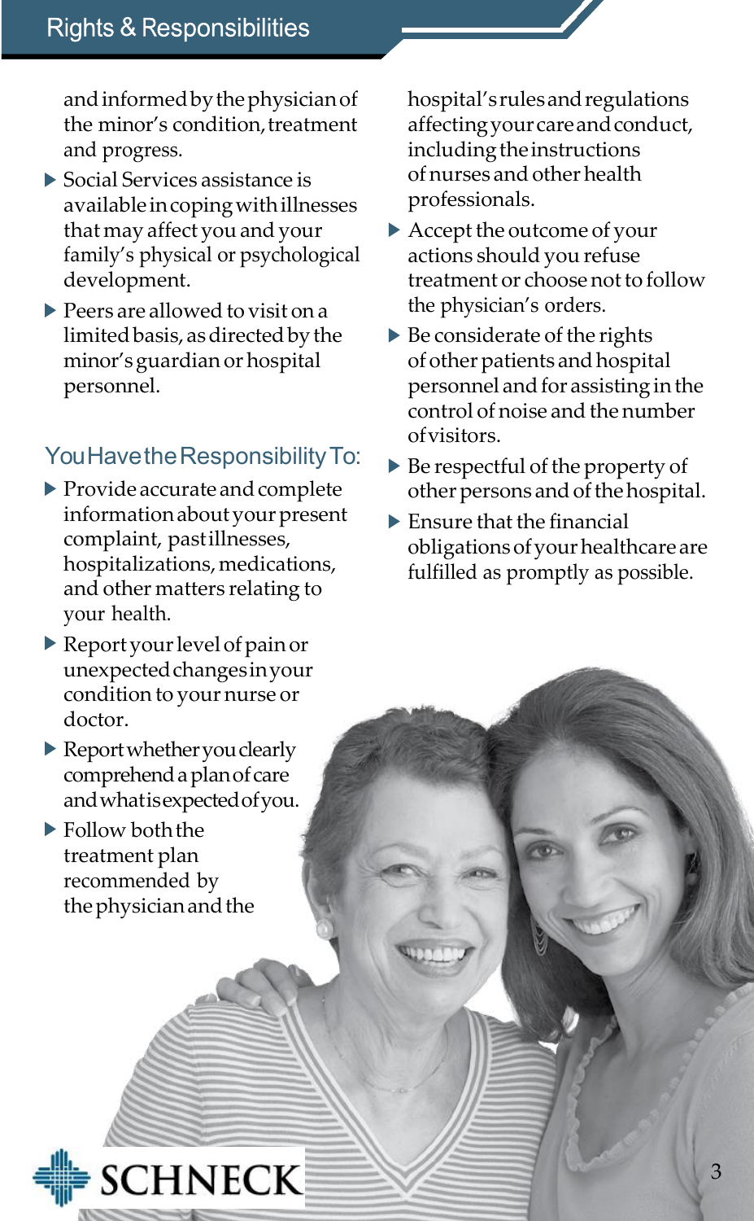and informed by the physician of the minor's condition, treatment and progress.

- Social Services assistance is available in coping with illnesses that may affect you and your family's physical or psychological development.
- Peers are allowed to visit on a limited basis, as directed by the minor's guardian or hospital personnel.

## You Have the Responsibility To:

- Provide accurate and complete information about your present complaint, past illnesses, hospitalizations, medications, and other matters relating to your health.
- Report your level of pain or unexpected changes in your condition to your nurse or doctor.
- Report whether you clearly comprehend a plan of care and what is expected of you.
- Follow both the treatment plan recommended by the physician and the hospital's rules and regulations affecting your care and conduct, including the instructions of nurses and other health professionals.
- Accept the outcome of your actions should you refuse treatment or choose not to follow the physician's orders.
- Be considerate of the rights of other patients and hospital personnel and for assisting in the control of noise and the number of visitors.
- Be respectful of the property of other persons and of the hospital.
- Ensure that the financial obligations of your healthcare are fulfilled as promptly as possible.

SCHNECK